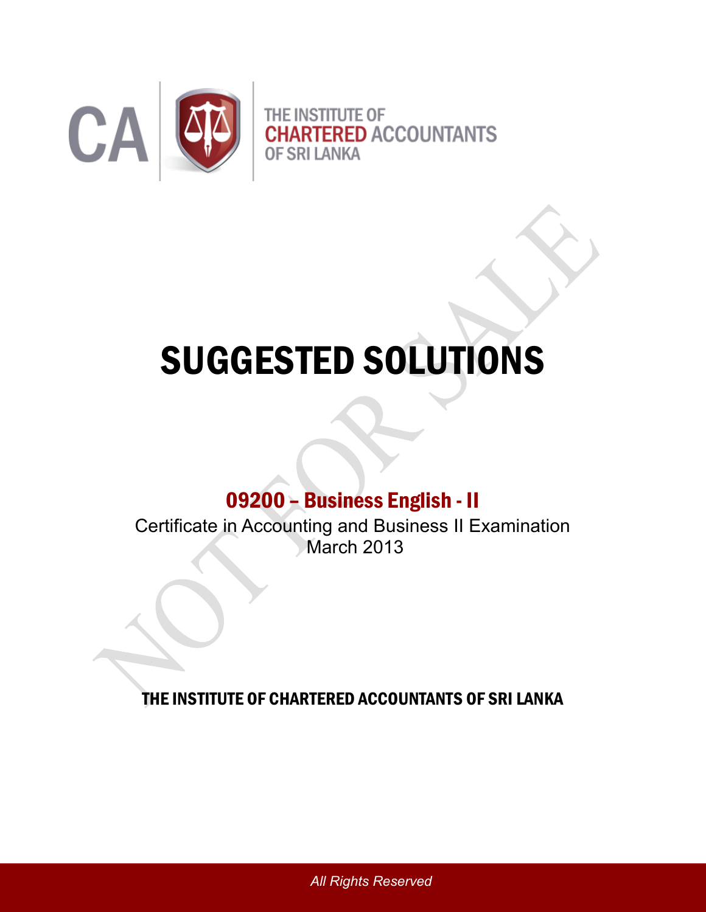CA

THE INSTITUTE OF
CHARTERED ACCOUNTANTS
OF SRI LANKA

# SUGGESTED SOLUTIONS

## 09200 – Business English - II

Certificate in Accounting and Business II Examination
March 2013

**THE INSTITUTE OF CHARTERED ACCOUNTANTS OF SRI LANKA**

*All Rights Reserved*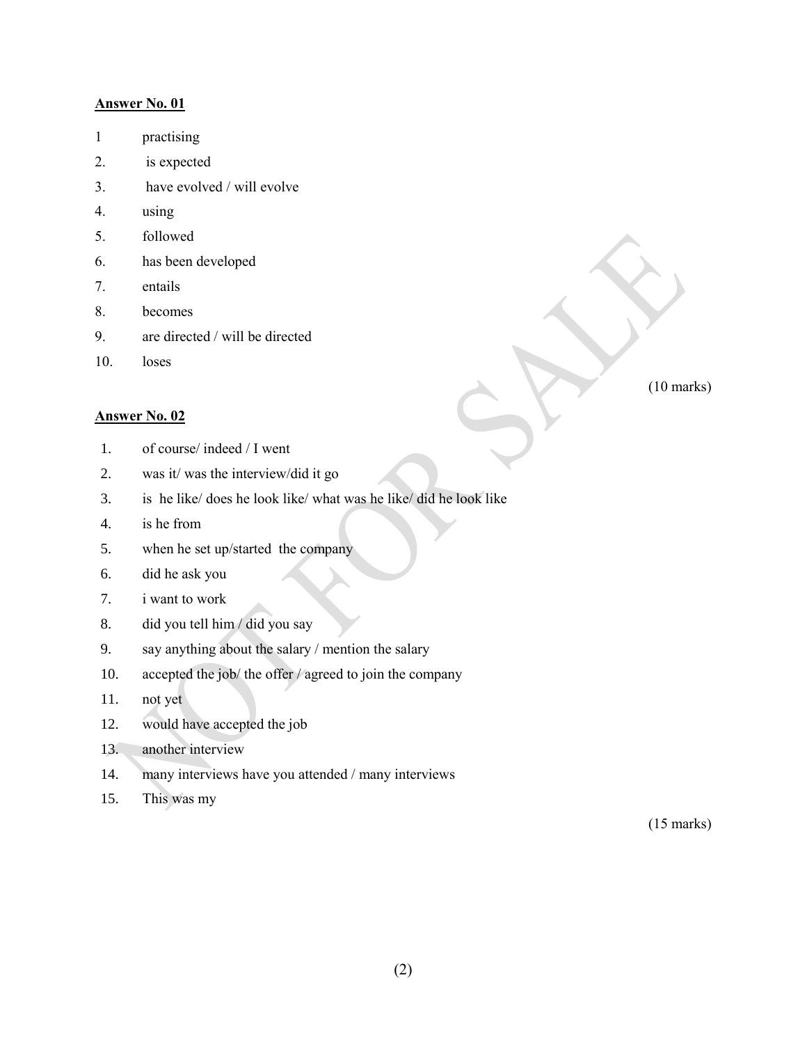**Answer No. 01**

1. practising
2. is expected
3. have evolved / will evolve
4. using
5. followed
6. has been developed
7. entails
8. becomes
9. are directed / will be directed
10. loses

(10 marks)

**Answer No. 02**

1. of course/ indeed / I went
2. was it/ was the interview/did it go
3. is he like/ does he look like/ what was he like/ did he look like
4. is he from
5. when he set up/started the company
6. did he ask you
7. i want to work
8. did you tell him / did you say
9. say anything about the salary / mention the salary
10. accepted the job/ the offer / agreed to join the company
11. not yet
12. would have accepted the job
13. another interview
14. many interviews have you attended / many interviews
15. This was my

(15 marks)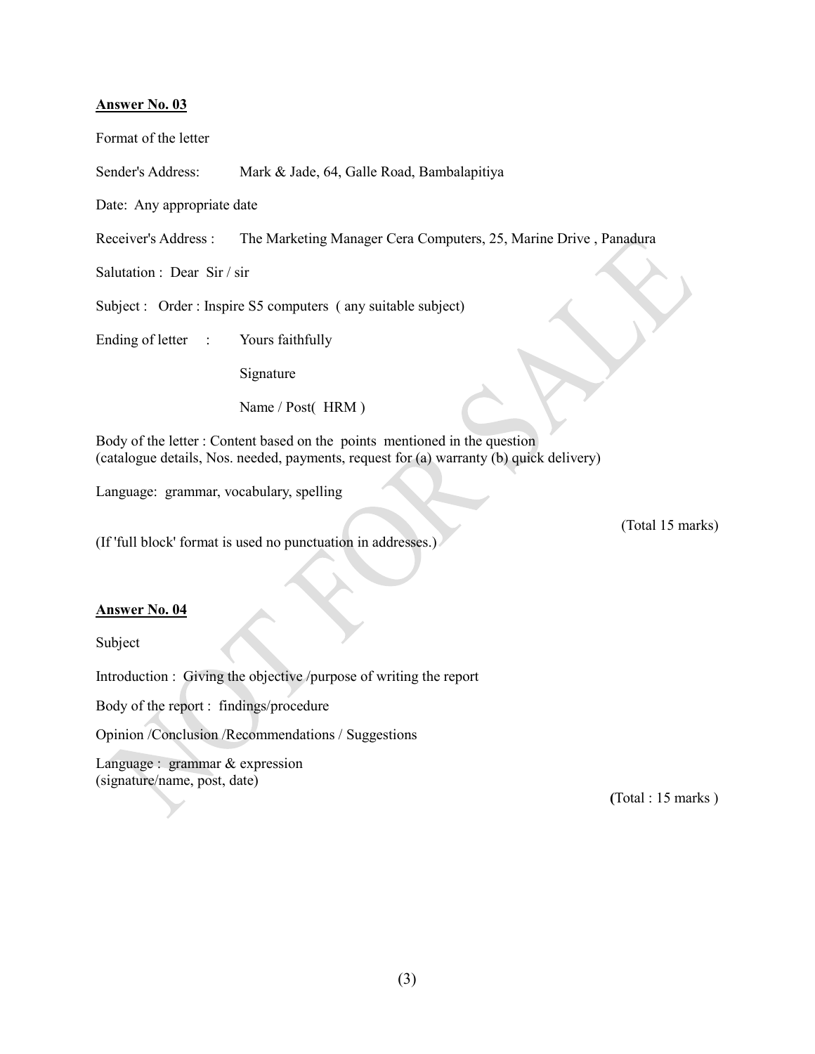**Answer No. 03**

Format of the letter

Sender's Address: Mark & Jade, 64, Galle Road, Bambalapitiya

Date: Any appropriate date

Receiver's Address : The Marketing Manager Cera Computers, 25, Marine Drive , Panadura

Salutation : Dear Sir / sir

Subject : Order : Inspire S5 computers ( any suitable subject)

Ending of letter : Yours faithfully

Signature

Name / Post( HRM )

Body of the letter : Content based on the points mentioned in the question
(catalogue details, Nos. needed, payments, request for (a) warranty (b) quick delivery)

Language: grammar, vocabulary, spelling

(Total 15 marks)

(If 'full block' format is used no punctuation in addresses.)

**Answer No. 04**

Subject

Introduction : Giving the objective /purpose of writing the report

Body of the report : findings/procedure

Opinion /Conclusion /Recommendations / Suggestions

Language : grammar & expression
(signature/name, post, date)

(Total : 15 marks )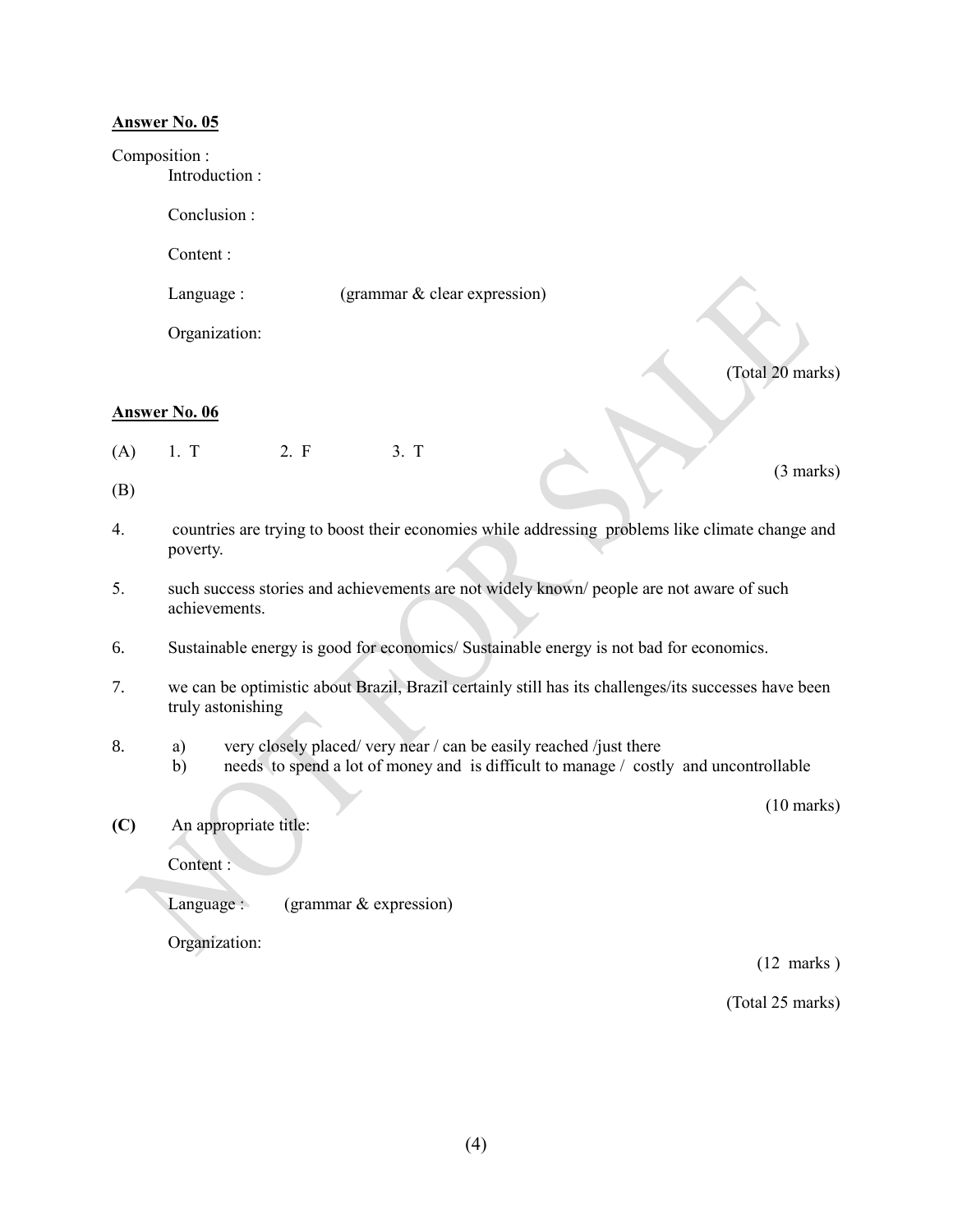**Answer No. 05**

Composition :

Introduction :

Conclusion :

Content :

Language : (grammar & clear expression)

Organization:

(Total 20 marks)

**Answer No. 06**

(A) 1. T 2. F 3. T

(3 marks)

(B)

4. countries are trying to boost their economies while addressing problems like climate change and poverty.

5. such success stories and achievements are not widely known/ people are not aware of such achievements.

6. Sustainable energy is good for economics/ Sustainable energy is not bad for economics.

7. we can be optimistic about Brazil, Brazil certainly still has its challenges/its successes have been truly astonishing

8. a) very closely placed/ very near / can be easily reached /just there
   b) needs to spend a lot of money and is difficult to manage / costly and uncontrollable

(10 marks)

**(C)** An appropriate title:

Content :

Language : (grammar & expression)

Organization:

(12 marks )

(Total 25 marks)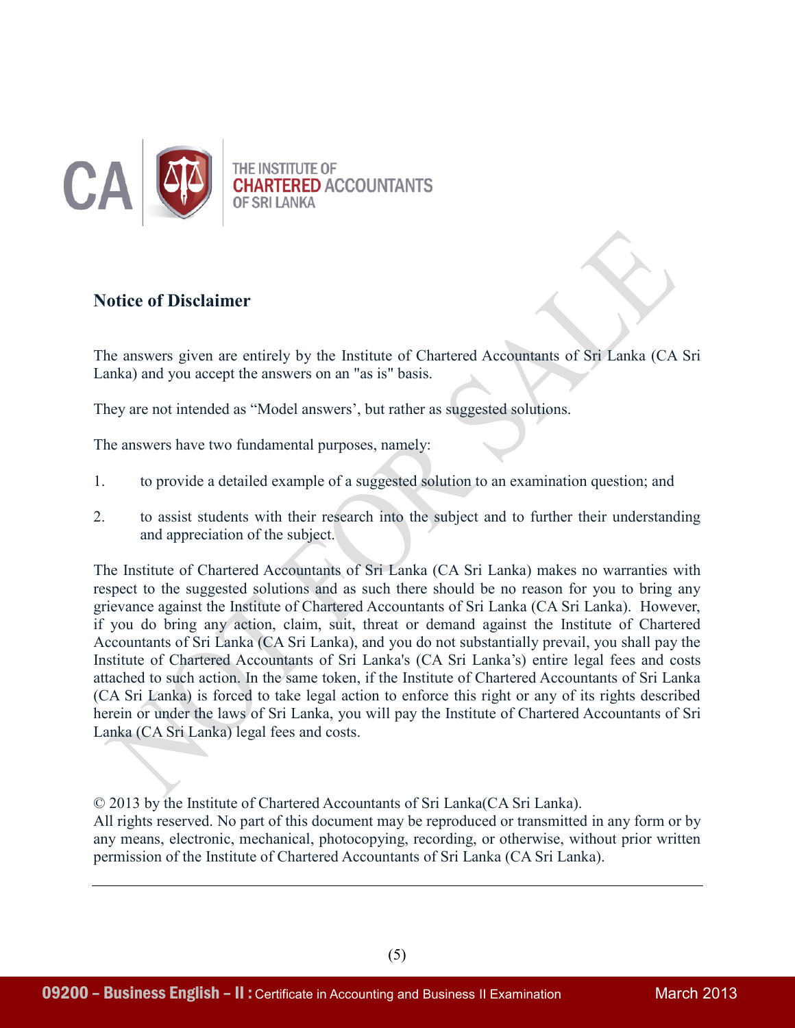THE INSTITUTE OF CHARTERED ACCOUNTANTS OF SRI LANKA

## Notice of Disclaimer

The answers given are entirely by the Institute of Chartered Accountants of Sri Lanka (CA Sri Lanka) and you accept the answers on an "as is" basis.

They are not intended as "Model answers', but rather as suggested solutions.

The answers have two fundamental purposes, namely:

1. to provide a detailed example of a suggested solution to an examination question; and
2. to assist students with their research into the subject and to further their understanding and appreciation of the subject.

The Institute of Chartered Accountants of Sri Lanka (CA Sri Lanka) makes no warranties with respect to the suggested solutions and as such there should be no reason for you to bring any grievance against the Institute of Chartered Accountants of Sri Lanka (CA Sri Lanka). However, if you do bring any action, claim, suit, threat or demand against the Institute of Chartered Accountants of Sri Lanka (CA Sri Lanka), and you do not substantially prevail, you shall pay the Institute of Chartered Accountants of Sri Lanka's (CA Sri Lanka's) entire legal fees and costs attached to such action. In the same token, if the Institute of Chartered Accountants of Sri Lanka (CA Sri Lanka) is forced to take legal action to enforce this right or any of its rights described herein or under the laws of Sri Lanka, you will pay the Institute of Chartered Accountants of Sri Lanka (CA Sri Lanka) legal fees and costs.

© 2013 by the Institute of Chartered Accountants of Sri Lanka(CA Sri Lanka).
All rights reserved. No part of this document may be reproduced or transmitted in any form or by any means, electronic, mechanical, photocopying, recording, or otherwise, without prior written permission of the Institute of Chartered Accountants of Sri Lanka (CA Sri Lanka).